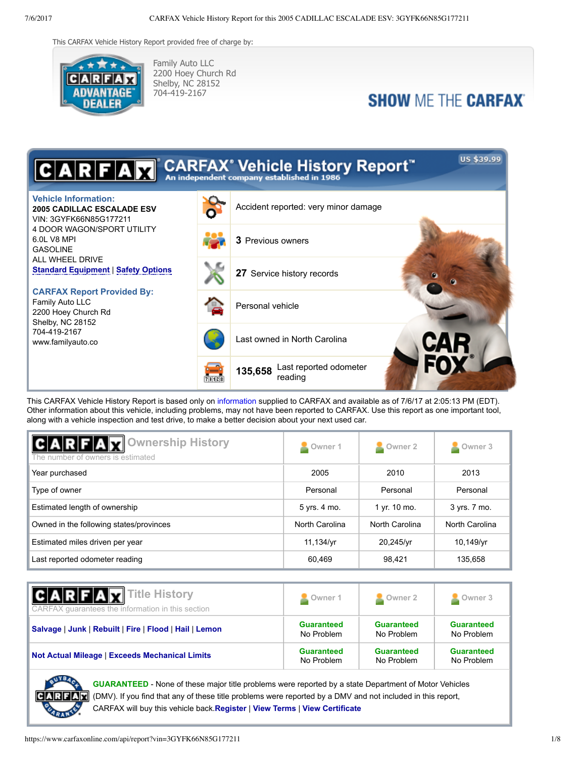This CARFAX Vehicle History Report provided free of charge by:

Family Auto LLC
2200 Hoey Church Rd
Shelby, NC 28152
704-419-2167

SHOW ME THE CARFAX

# CARFAX Vehicle History Report™

An independent company established in 1986

US $39.99

**Vehicle Information:**

**2005 CADILLAC ESCALADE ESV**
VIN: 3GYFK66N85G177211
4 DOOR WAGON/SPORT UTILITY
6.0L V8 MPI
GASOLINE
ALL WHEEL DRIVE
Standard Equipment | Safety Options

**CARFAX Report Provided By:**
Family Auto LLC
2200 Hoey Church Rd
Shelby, NC 28152
704-419-2167
www.familyauto.co

- Accident reported: very minor damage
- **3** Previous owners
- **27** Service history records
- Personal vehicle
- Last owned in North Carolina
- **135,658** Last reported odometer reading

This CARFAX Vehicle History Report is based only on information supplied to CARFAX and available as of 7/6/17 at 2:05:13 PM (EDT). Other information about this vehicle, including problems, may not have been reported to CARFAX. Use this report as one important tool, along with a vehicle inspection and test drive, to make a better decision about your next used car.

## Ownership History

The number of owners is estimated

| | Owner 1 | Owner 2 | Owner 3 |
|---|---|---|---|
| Year purchased | 2005 | 2010 | 2013 |
| Type of owner | Personal | Personal | Personal |
| Estimated length of ownership | 5 yrs. 4 mo. | 1 yr. 10 mo. | 3 yrs. 7 mo. |
| Owned in the following states/provinces | North Carolina | North Carolina | North Carolina |
| Estimated miles driven per year | 11,134/yr | 20,245/yr | 10,149/yr |
| Last reported odometer reading | 60,469 | 98,421 | 135,658 |

## Title History

CARFAX guarantees the information in this section

| | Owner 1 | Owner 2 | Owner 3 |
|---|---|---|---|
| Salvage \| Junk \| Rebuilt \| Fire \| Flood \| Hail \| Lemon | Guaranteed No Problem | Guaranteed No Problem | Guaranteed No Problem |
| Not Actual Mileage \| Exceeds Mechanical Limits | Guaranteed No Problem | Guaranteed No Problem | Guaranteed No Problem |

**GUARANTEED** - None of these major title problems were reported by a state Department of Motor Vehicles (DMV). If you find that any of these title problems were reported by a DMV and not included in this report, CARFAX will buy this vehicle back. Register | View Terms | View Certificate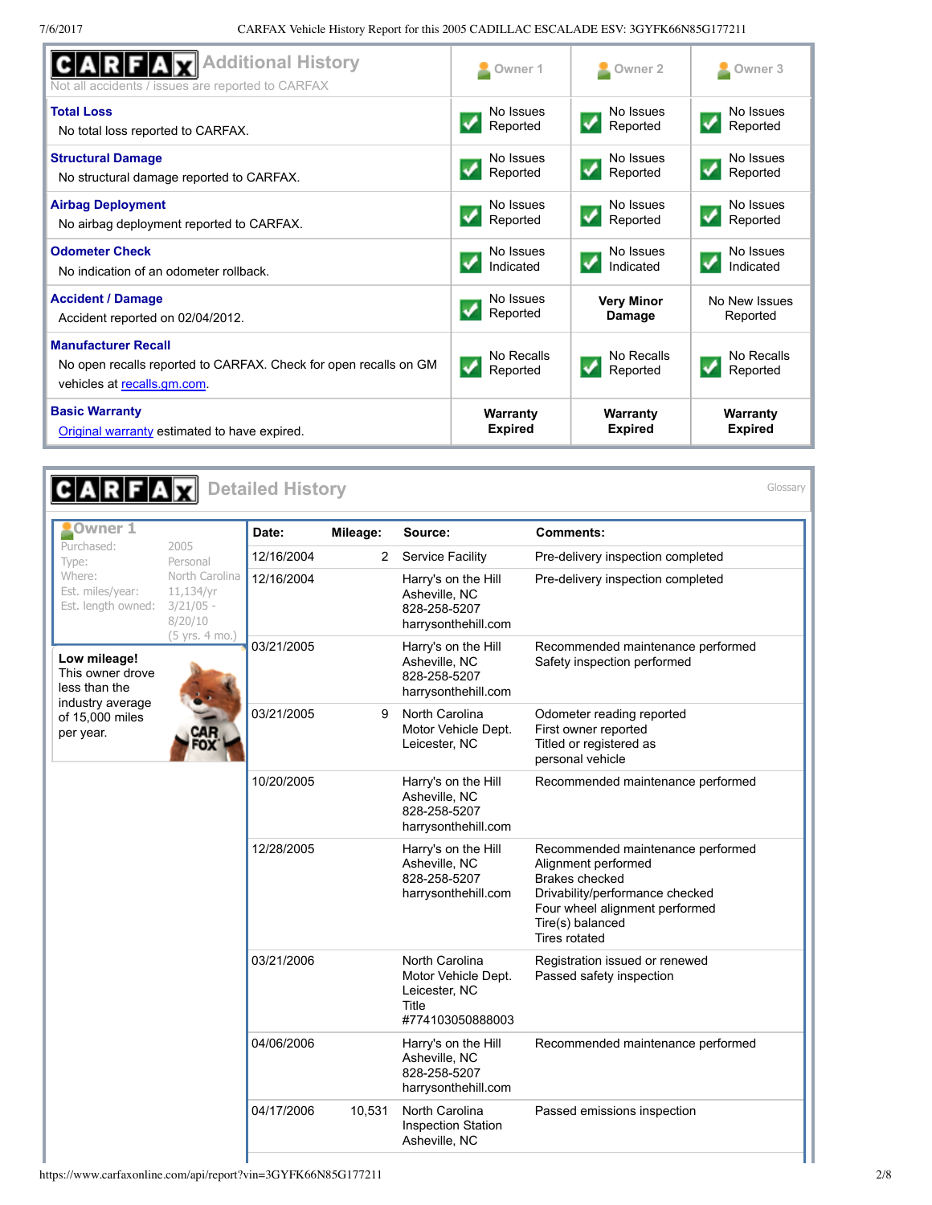## CARFAX Additional History

Not all accidents / issues are reported to CARFAX

| | Owner 1 | Owner 2 | Owner 3 |
|---|---|---|---|
| **Total Loss**<br>No total loss reported to CARFAX. | No Issues Reported | No Issues Reported | No Issues Reported |
| **Structural Damage**<br>No structural damage reported to CARFAX. | No Issues Reported | No Issues Reported | No Issues Reported |
| **Airbag Deployment**<br>No airbag deployment reported to CARFAX. | No Issues Reported | No Issues Reported | No Issues Reported |
| **Odometer Check**<br>No indication of an odometer rollback. | No Issues Indicated | No Issues Indicated | No Issues Indicated |
| **Accident / Damage**<br>Accident reported on 02/04/2012. | No Issues Reported | **Very Minor Damage** | No New Issues Reported |
| **Manufacturer Recall**<br>No open recalls reported to CARFAX. Check for open recalls on GM vehicles at recalls.gm.com. | No Recalls Reported | No Recalls Reported | No Recalls Reported |
| **Basic Warranty**<br>Original warranty estimated to have expired. | **Warranty Expired** | **Warranty Expired** | **Warranty Expired** |

## CARFAX Detailed History

Glossary

### Owner 1

| | |
|---|---|
| Purchased: | 2005 |
| Type: | Personal |
| Where: | North Carolina |
| Est. miles/year: | 11,134/yr |
| Est. length owned: | 3/21/05 - 8/20/10 (5 yrs. 4 mo.) |

**Low mileage!** This owner drove less than the industry average of 15,000 miles per year.

| Date: | Mileage: | Source: | Comments: |
|---|---|---|---|
| 12/16/2004 | 2 | Service Facility | Pre-delivery inspection completed |
| 12/16/2004 | | Harry's on the Hill<br>Asheville, NC<br>828-258-5207<br>harrysonthehill.com | Pre-delivery inspection completed |
| 03/21/2005 | | Harry's on the Hill<br>Asheville, NC<br>828-258-5207<br>harrysonthehill.com | Recommended maintenance performed<br>Safety inspection performed |
| 03/21/2005 | 9 | North Carolina<br>Motor Vehicle Dept.<br>Leicester, NC | Odometer reading reported<br>First owner reported<br>Titled or registered as personal vehicle |
| 10/20/2005 | | Harry's on the Hill<br>Asheville, NC<br>828-258-5207<br>harrysonthehill.com | Recommended maintenance performed |
| 12/28/2005 | | Harry's on the Hill<br>Asheville, NC<br>828-258-5207<br>harrysonthehill.com | Recommended maintenance performed<br>Alignment performed<br>Brakes checked<br>Drivability/performance checked<br>Four wheel alignment performed<br>Tire(s) balanced<br>Tires rotated |
| 03/21/2006 | | North Carolina<br>Motor Vehicle Dept.<br>Leicester, NC<br>Title<br>#774103050888003 | Registration issued or renewed<br>Passed safety inspection |
| 04/06/2006 | | Harry's on the Hill<br>Asheville, NC<br>828-258-5207<br>harrysonthehill.com | Recommended maintenance performed |
| 04/17/2006 | 10,531 | North Carolina<br>Inspection Station<br>Asheville, NC | Passed emissions inspection |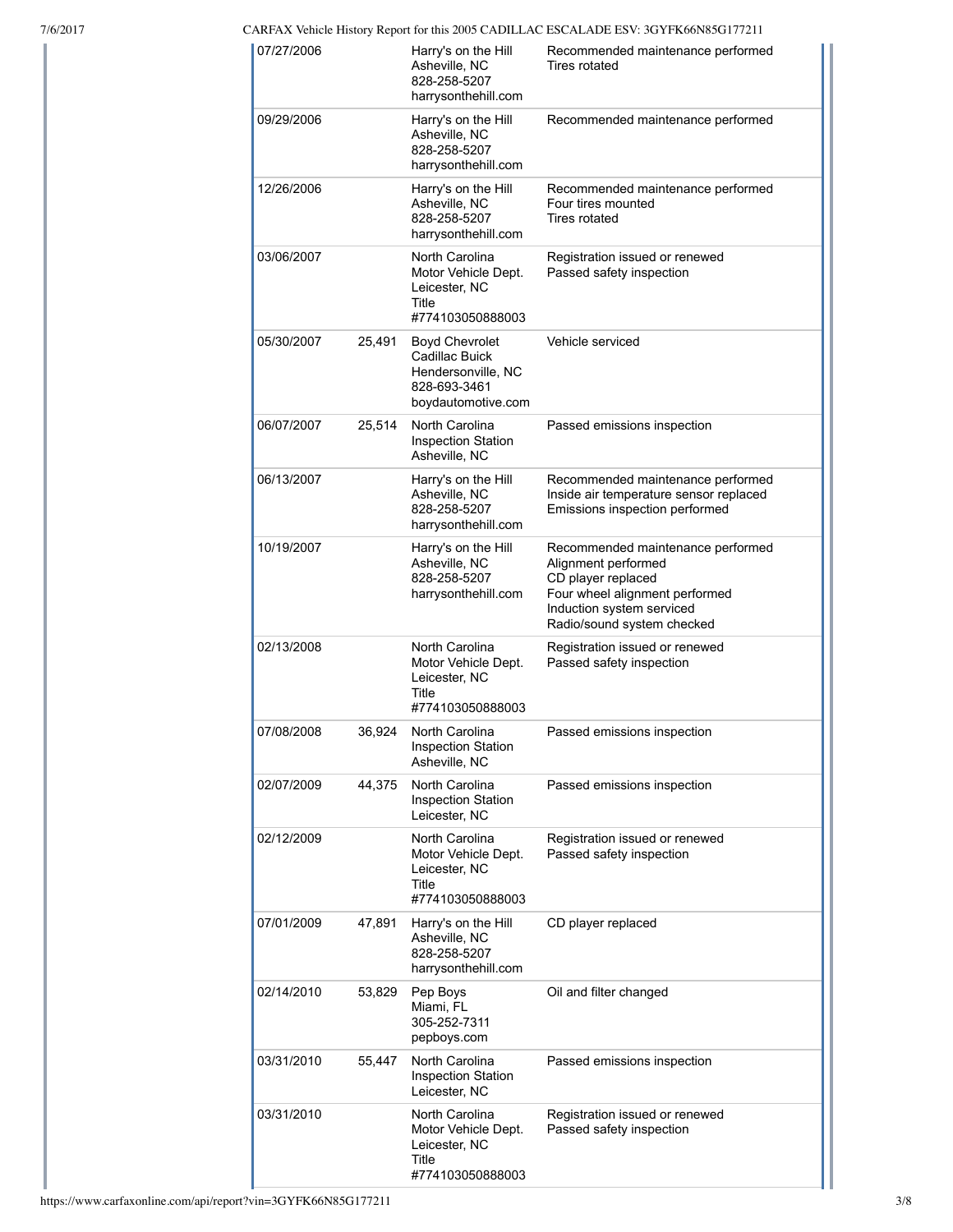| Date | Mileage | Source | Comments |
|---|---|---|---|
| 07/27/2006 | | Harry's on the Hill<br>Asheville, NC<br>828-258-5207<br>harrysonthehill.com | Recommended maintenance performed<br>Tires rotated |
| 09/29/2006 | | Harry's on the Hill<br>Asheville, NC<br>828-258-5207<br>harrysonthehill.com | Recommended maintenance performed |
| 12/26/2006 | | Harry's on the Hill<br>Asheville, NC<br>828-258-5207<br>harrysonthehill.com | Recommended maintenance performed<br>Four tires mounted<br>Tires rotated |
| 03/06/2007 | | North Carolina<br>Motor Vehicle Dept.<br>Leicester, NC<br>Title<br>#774103050888003 | Registration issued or renewed<br>Passed safety inspection |
| 05/30/2007 | 25,491 | Boyd Chevrolet<br>Cadillac Buick<br>Hendersonville, NC<br>828-693-3461<br>boydautomotive.com | Vehicle serviced |
| 06/07/2007 | 25,514 | North Carolina<br>Inspection Station<br>Asheville, NC | Passed emissions inspection |
| 06/13/2007 | | Harry's on the Hill<br>Asheville, NC<br>828-258-5207<br>harrysonthehill.com | Recommended maintenance performed<br>Inside air temperature sensor replaced<br>Emissions inspection performed |
| 10/19/2007 | | Harry's on the Hill<br>Asheville, NC<br>828-258-5207<br>harrysonthehill.com | Recommended maintenance performed<br>Alignment performed<br>CD player replaced<br>Four wheel alignment performed<br>Induction system serviced<br>Radio/sound system checked |
| 02/13/2008 | | North Carolina<br>Motor Vehicle Dept.<br>Leicester, NC<br>Title<br>#774103050888003 | Registration issued or renewed<br>Passed safety inspection |
| 07/08/2008 | 36,924 | North Carolina<br>Inspection Station<br>Asheville, NC | Passed emissions inspection |
| 02/07/2009 | 44,375 | North Carolina<br>Inspection Station<br>Leicester, NC | Passed emissions inspection |
| 02/12/2009 | | North Carolina<br>Motor Vehicle Dept.<br>Leicester, NC<br>Title<br>#774103050888003 | Registration issued or renewed<br>Passed safety inspection |
| 07/01/2009 | 47,891 | Harry's on the Hill<br>Asheville, NC<br>828-258-5207<br>harrysonthehill.com | CD player replaced |
| 02/14/2010 | 53,829 | Pep Boys<br>Miami, FL<br>305-252-7311<br>pepboys.com | Oil and filter changed |
| 03/31/2010 | 55,447 | North Carolina<br>Inspection Station<br>Leicester, NC | Passed emissions inspection |
| 03/31/2010 | | North Carolina<br>Motor Vehicle Dept.<br>Leicester, NC<br>Title<br>#774103050888003 | Registration issued or renewed<br>Passed safety inspection |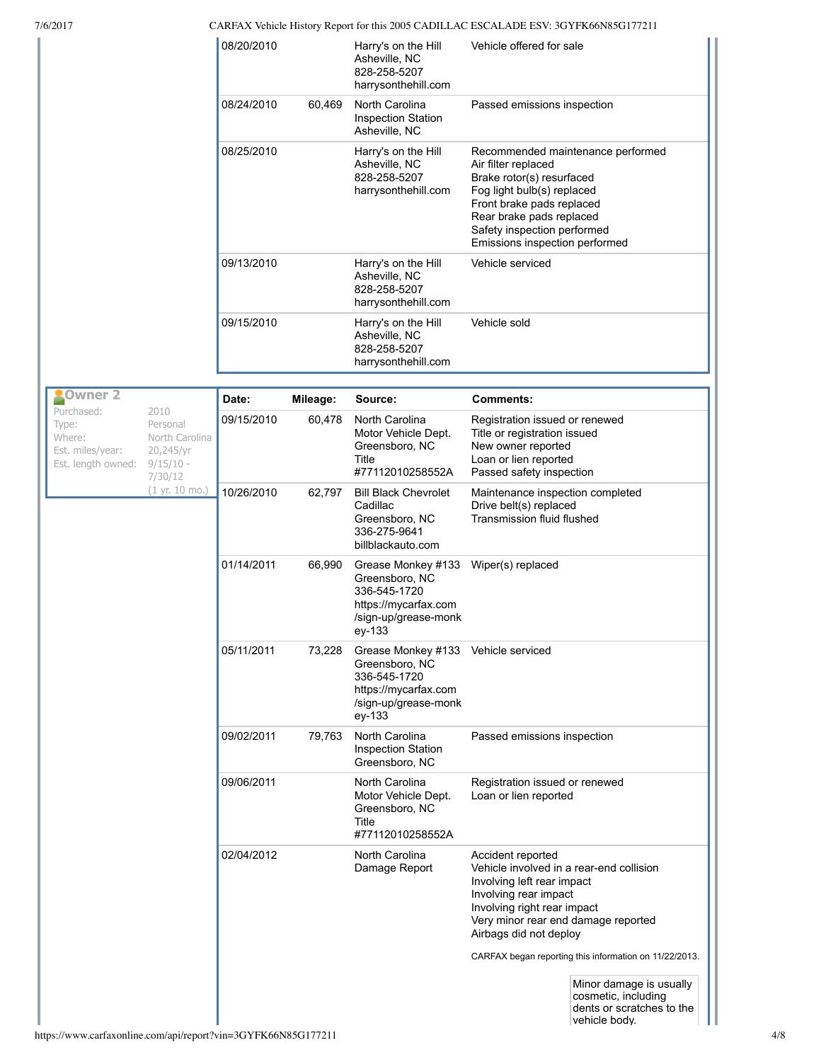| Date: | Mileage: | Source: | Comments: |
|---|---|---|---|
| 08/20/2010 | | Harry's on the Hill<br>Asheville, NC<br>828-258-5207<br>harrysonthehill.com | Vehicle offered for sale |
| 08/24/2010 | 60,469 | North Carolina Inspection Station<br>Asheville, NC | Passed emissions inspection |
| 08/25/2010 | | Harry's on the Hill<br>Asheville, NC<br>828-258-5207<br>harrysonthehill.com | Recommended maintenance performed<br>Air filter replaced<br>Brake rotor(s) resurfaced<br>Fog light bulb(s) replaced<br>Front brake pads replaced<br>Rear brake pads replaced<br>Safety inspection performed<br>Emissions inspection performed |
| 09/13/2010 | | Harry's on the Hill<br>Asheville, NC<br>828-258-5207<br>harrysonthehill.com | Vehicle serviced |
| 09/15/2010 | | Harry's on the Hill<br>Asheville, NC<br>828-258-5207<br>harrysonthehill.com | Vehicle sold |

**Owner 2**

| | |
|---|---|
| Purchased: | 2010 |
| Type: | Personal |
| Where: | North Carolina |
| Est. miles/year: | 20,245/yr |
| Est. length owned: | 9/15/10 - 7/30/12 (1 yr. 10 mo.) |

| Date: | Mileage: | Source: | Comments: |
|---|---|---|---|
| 09/15/2010 | 60,478 | North Carolina Motor Vehicle Dept.<br>Greensboro, NC<br>Title #77112010258552A | Registration issued or renewed<br>Title or registration issued<br>New owner reported<br>Loan or lien reported<br>Passed safety inspection |
| 10/26/2010 | 62,797 | Bill Black Chevrolet Cadillac<br>Greensboro, NC<br>336-275-9641<br>billblackauto.com | Maintenance inspection completed<br>Drive belt(s) replaced<br>Transmission fluid flushed |
| 01/14/2011 | 66,990 | Grease Monkey #133<br>Greensboro, NC<br>336-545-1720<br>https://mycarfax.com/sign-up/grease-monkey-133 | Wiper(s) replaced |
| 05/11/2011 | 73,228 | Grease Monkey #133<br>Greensboro, NC<br>336-545-1720<br>https://mycarfax.com/sign-up/grease-monkey-133 | Vehicle serviced |
| 09/02/2011 | 79,763 | North Carolina Inspection Station<br>Greensboro, NC | Passed emissions inspection |
| 09/06/2011 | | North Carolina Motor Vehicle Dept.<br>Greensboro, NC<br>Title #77112010258552A | Registration issued or renewed<br>Loan or lien reported |
| 02/04/2012 | | North Carolina Damage Report | Accident reported<br>Vehicle involved in a rear-end collision<br>Involving left rear impact<br>Involving rear impact<br>Involving right rear impact<br>Very minor rear end damage reported<br>Airbags did not deploy<br><br>CARFAX began reporting this information on 11/22/2013.<br><br>Minor damage is usually cosmetic, including dents or scratches to the vehicle body. |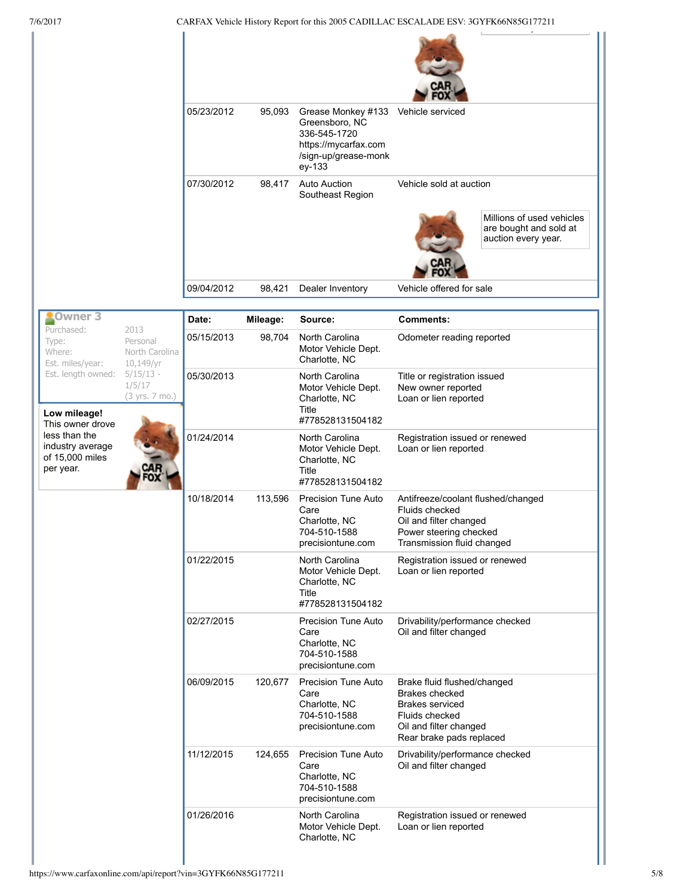| | | | |
|---|---|---|---|
| 05/23/2012 | 95,093 | Grease Monkey #133 Greensboro, NC 336-545-1720 https://mycarfax.com/sign-up/grease-monkey-133 | Vehicle serviced |
| 07/30/2012 | 98,417 | Auto Auction Southeast Region | Vehicle sold at auction<br>Millions of used vehicles are bought and sold at auction every year. |
| 09/04/2012 | 98,421 | Dealer Inventory | Vehicle offered for sale |

**Owner 3**

| | |
|---|---|
| Purchased: | 2013 |
| Type: | Personal |
| Where: | North Carolina |
| Est. miles/year: | 10,149/yr |
| Est. length owned: | 5/15/13 - 1/5/17 (3 yrs. 7 mo.) |

**Low mileage!** This owner drove less than the industry average of 15,000 miles per year.

| Date: | Mileage: | Source: | Comments: |
|---|---|---|---|
| 05/15/2013 | 98,704 | North Carolina Motor Vehicle Dept. Charlotte, NC | Odometer reading reported |
| 05/30/2013 | | North Carolina Motor Vehicle Dept. Charlotte, NC Title #778528131504182 | Title or registration issued<br>New owner reported<br>Loan or lien reported |
| 01/24/2014 | | North Carolina Motor Vehicle Dept. Charlotte, NC Title #778528131504182 | Registration issued or renewed<br>Loan or lien reported |
| 10/18/2014 | 113,596 | Precision Tune Auto Care Charlotte, NC 704-510-1588 precisiontune.com | Antifreeze/coolant flushed/changed<br>Fluids checked<br>Oil and filter changed<br>Power steering checked<br>Transmission fluid changed |
| 01/22/2015 | | North Carolina Motor Vehicle Dept. Charlotte, NC Title #778528131504182 | Registration issued or renewed<br>Loan or lien reported |
| 02/27/2015 | | Precision Tune Auto Care Charlotte, NC 704-510-1588 precisiontune.com | Drivability/performance checked<br>Oil and filter changed |
| 06/09/2015 | 120,677 | Precision Tune Auto Care Charlotte, NC 704-510-1588 precisiontune.com | Brake fluid flushed/changed<br>Brakes checked<br>Brakes serviced<br>Fluids checked<br>Oil and filter changed<br>Rear brake pads replaced |
| 11/12/2015 | 124,655 | Precision Tune Auto Care Charlotte, NC 704-510-1588 precisiontune.com | Drivability/performance checked<br>Oil and filter changed |
| 01/26/2016 | | North Carolina Motor Vehicle Dept. Charlotte, NC | Registration issued or renewed<br>Loan or lien reported |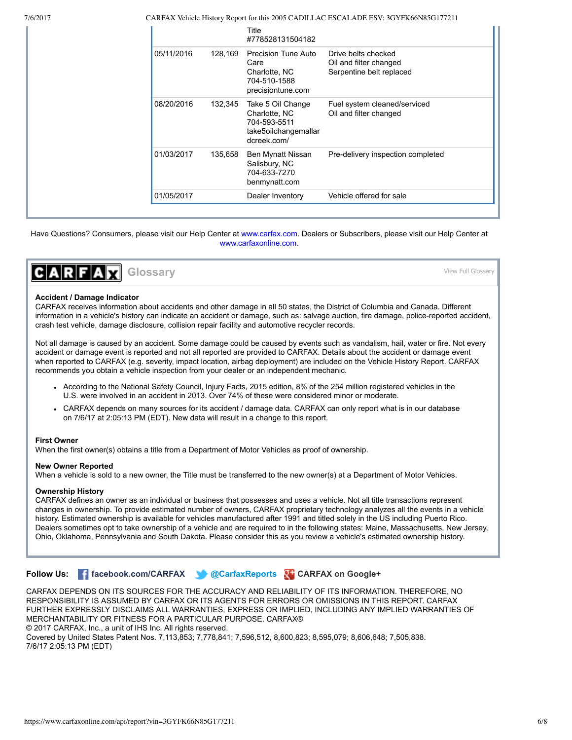| | | | |
|---|---|---|---|
| | | Title #778528131504182 | |
| 05/11/2016 | 128,169 | Precision Tune Auto Care Charlotte, NC 704-510-1588 precisiontune.com | Drive belts checked Oil and filter changed Serpentine belt replaced |
| 08/20/2016 | 132,345 | Take 5 Oil Change Charlotte, NC 704-593-5511 take5oilchangemallardcreek.com/ | Fuel system cleaned/serviced Oil and filter changed |
| 01/03/2017 | 135,658 | Ben Mynatt Nissan Salisbury, NC 704-633-7270 benmynatt.com | Pre-delivery inspection completed |
| 01/05/2017 | | Dealer Inventory | Vehicle offered for sale |

Have Questions? Consumers, please visit our Help Center at www.carfax.com. Dealers or Subscribers, please visit our Help Center at www.carfaxonline.com.

## CARFAX Glossary

View Full Glossary

**Accident / Damage Indicator**
CARFAX receives information about accidents and other damage in all 50 states, the District of Columbia and Canada. Different information in a vehicle's history can indicate an accident or damage, such as: salvage auction, fire damage, police-reported accident, crash test vehicle, damage disclosure, collision repair facility and automotive recycler records.

Not all damage is caused by an accident. Some damage could be caused by events such as vandalism, hail, water or fire. Not every accident or damage event is reported and not all reported are provided to CARFAX. Details about the accident or damage event when reported to CARFAX (e.g. severity, impact location, airbag deployment) are included on the Vehicle History Report. CARFAX recommends you obtain a vehicle inspection from your dealer or an independent mechanic.

- According to the National Safety Council, Injury Facts, 2015 edition, 8% of the 254 million registered vehicles in the U.S. were involved in an accident in 2013. Over 74% of these were considered minor or moderate.
- CARFAX depends on many sources for its accident / damage data. CARFAX can only report what is in our database on 7/6/17 at 2:05:13 PM (EDT). New data will result in a change to this report.

**First Owner**
When the first owner(s) obtains a title from a Department of Motor Vehicles as proof of ownership.

**New Owner Reported**
When a vehicle is sold to a new owner, the Title must be transferred to the new owner(s) at a Department of Motor Vehicles.

**Ownership History**
CARFAX defines an owner as an individual or business that possesses and uses a vehicle. Not all title transactions represent changes in ownership. To provide estimated number of owners, CARFAX proprietary technology analyzes all the events in a vehicle history. Estimated ownership is available for vehicles manufactured after 1991 and titled solely in the US including Puerto Rico. Dealers sometimes opt to take ownership of a vehicle and are required to in the following states: Maine, Massachusetts, New Jersey, Ohio, Oklahoma, Pennsylvania and South Dakota. Please consider this as you review a vehicle's estimated ownership history.

**Follow Us:** facebook.com/CARFAX @CarfaxReports CARFAX on Google+

CARFAX DEPENDS ON ITS SOURCES FOR THE ACCURACY AND RELIABILITY OF ITS INFORMATION. THEREFORE, NO RESPONSIBILITY IS ASSUMED BY CARFAX OR ITS AGENTS FOR ERRORS OR OMISSIONS IN THIS REPORT. CARFAX FURTHER EXPRESSLY DISCLAIMS ALL WARRANTIES, EXPRESS OR IMPLIED, INCLUDING ANY IMPLIED WARRANTIES OF MERCHANTABILITY OR FITNESS FOR A PARTICULAR PURPOSE. CARFAX®
© 2017 CARFAX, Inc., a unit of IHS Inc. All rights reserved.
Covered by United States Patent Nos. 7,113,853; 7,778,841; 7,596,512, 8,600,823; 8,595,079; 8,606,648; 7,505,838.
7/6/17 2:05:13 PM (EDT)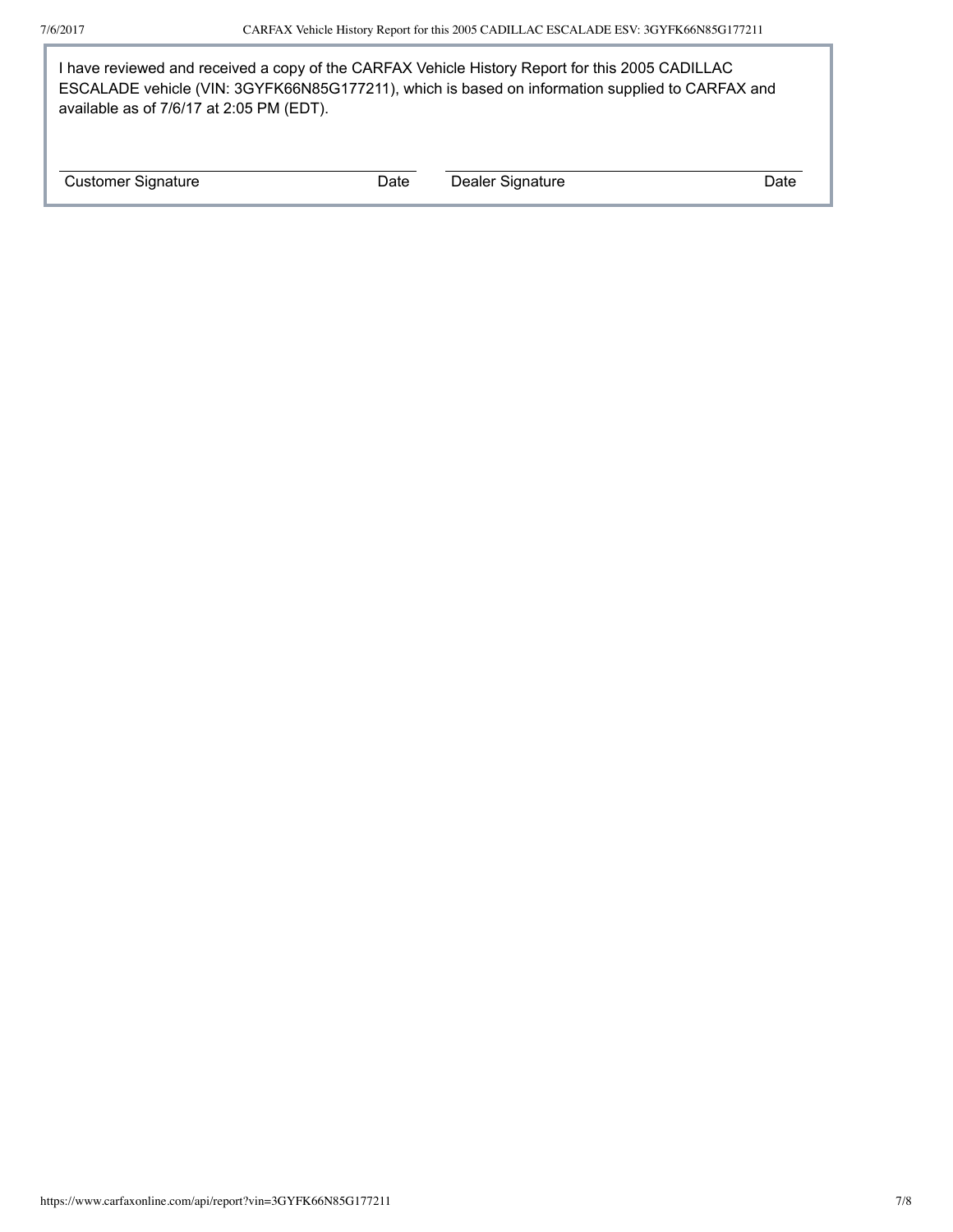I have reviewed and received a copy of the CARFAX Vehicle History Report for this 2005 CADILLAC ESCALADE vehicle (VIN: 3GYFK66N85G177211), which is based on information supplied to CARFAX and available as of 7/6/17 at 2:05 PM (EDT).

| Customer Signature | Date | Dealer Signature | Date |
| --- | --- | --- | --- |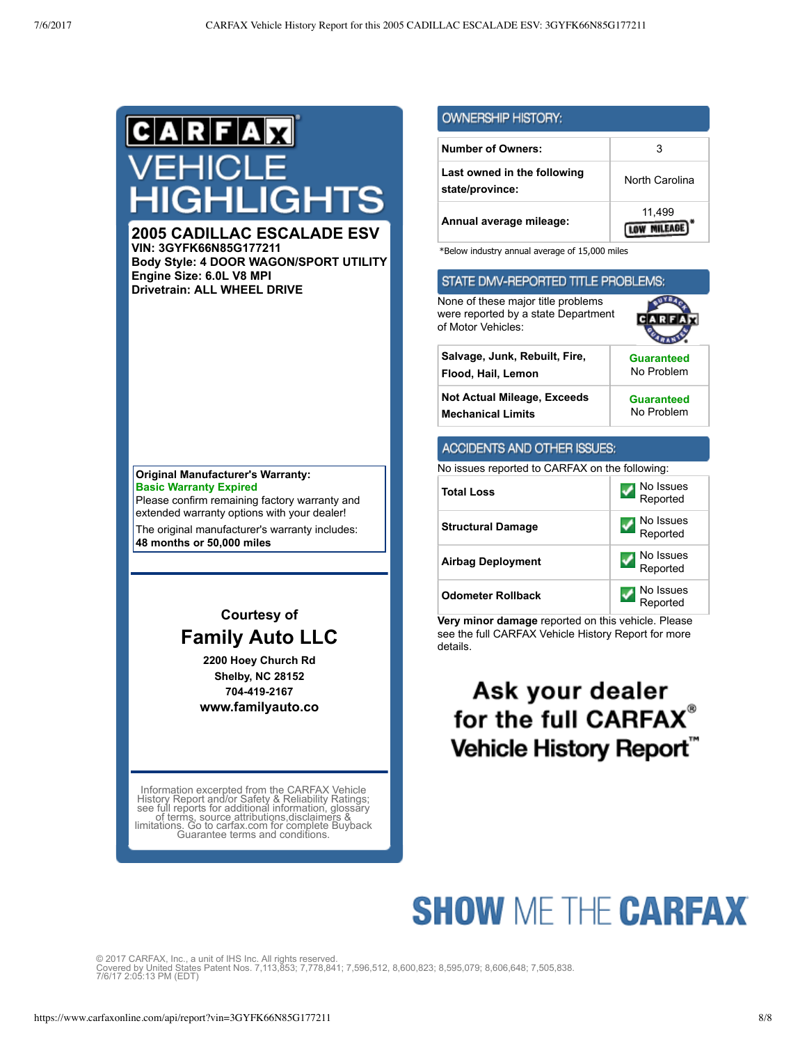# CARFAX VEHICLE HIGHLIGHTS

## 2005 CADILLAC ESCALADE ESV

**VIN: 3GYFK66N85G177211**
**Body Style: 4 DOOR WAGON/SPORT UTILITY**
**Engine Size: 6.0L V8 MPI**
**Drivetrain: ALL WHEEL DRIVE**

**Original Manufacturer's Warranty:**
**Basic Warranty Expired**
Please confirm remaining factory warranty and extended warranty options with your dealer!
The original manufacturer's warranty includes:
**48 months or 50,000 miles**

Courtesy of
**Family Auto LLC**
2200 Hoey Church Rd
Shelby, NC 28152
704-419-2167
www.familyauto.co

Information excerpted from the CARFAX Vehicle History Report and/or Safety & Reliability Ratings; see full reports for additional information, glossary of terms, source attributions,disclaimers & limitations. Go to carfax.com for complete Buyback Guarantee terms and conditions.

## OWNERSHIP HISTORY:

| | |
|---|---|
| **Number of Owners:** | 3 |
| **Last owned in the following state/province:** | North Carolina |
| **Annual average mileage:** | 11,499 LOW MILEAGE* |

*Below industry annual average of 15,000 miles

## STATE DMV-REPORTED TITLE PROBLEMS:

None of these major title problems were reported by a state Department of Motor Vehicles:

| | |
|---|---|
| **Salvage, Junk, Rebuilt, Fire, Flood, Hail, Lemon** | Guaranteed No Problem |
| **Not Actual Mileage, Exceeds Mechanical Limits** | Guaranteed No Problem |

## ACCIDENTS AND OTHER ISSUES:

No issues reported to CARFAX on the following:

| | |
|---|---|
| **Total Loss** | No Issues Reported |
| **Structural Damage** | No Issues Reported |
| **Airbag Deployment** | No Issues Reported |
| **Odometer Rollback** | No Issues Reported |

**Very minor damage** reported on this vehicle. Please see the full CARFAX Vehicle History Report for more details.

**Ask your dealer for the full CARFAX® Vehicle History Report™**

**SHOW ME THE CARFAX**

© 2017 CARFAX, Inc., a unit of IHS Inc. All rights reserved.
Covered by United States Patent Nos. 7,113,853; 7,778,841; 7,596,512, 8,600,823; 8,595,079; 8,606,648; 7,505,838.
7/6/17 2:05:13 PM (EDT)